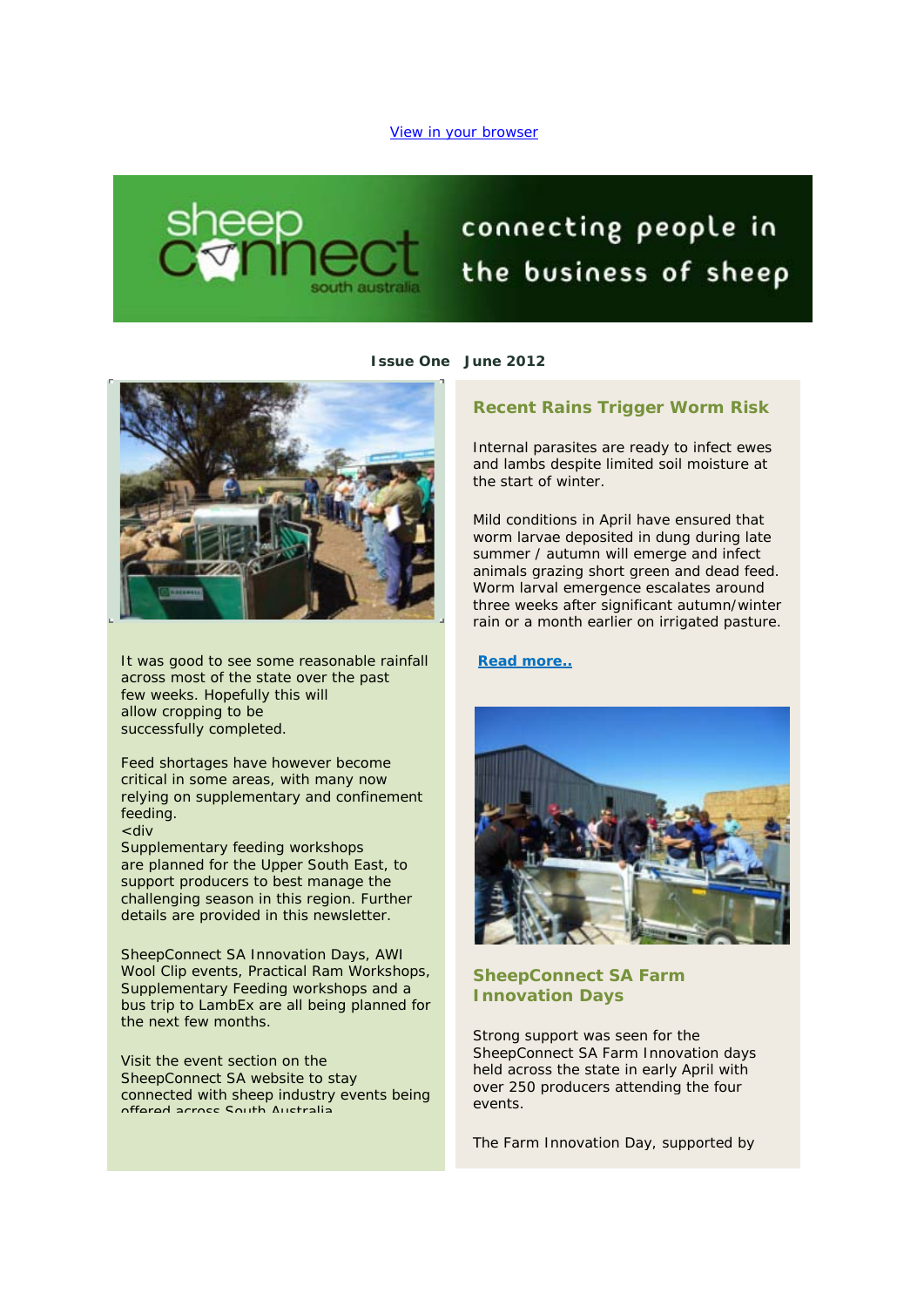View in your browser

connecting people in the business of sheep

**Issue One June 2012**

It was good to see some reasonable rainfall across most of the state over the past few weeks. Hopefully this will allow cropping to be successfully completed.

Feed shortages have however become critical in some areas, with many now relying on supplementary and confinement feeding.
<div
Supplementary feeding workshops are planned for the Upper South East, to support producers to best manage the challenging season in this region. Further details are provided in this newsletter.

SheepConnect SA Innovation Days, AWI Wool Clip events, Practical Ram Workshops, Supplementary Feeding workshops and a bus trip to LambEx are all being planned for the next few months.

Visit the event section on the SheepConnect SA website to stay connected with sheep industry events being offered across South Australia

## Recent Rains Trigger Worm Risk

Internal parasites are ready to infect ewes and lambs despite limited soil moisture at the start of winter.

Mild conditions in April have ensured that worm larvae deposited in dung during late summer / autumn will emerge and infect animals grazing short green and dead feed. Worm larval emergence escalates around three weeks after significant autumn/winter rain or a month earlier on irrigated pasture.

**Read more..**

## SheepConnect SA Farm Innovation Days

Strong support was seen for the SheepConnect SA Farm Innovation days held across the state in early April with over 250 producers attending the four events.

The Farm Innovation Day, supported by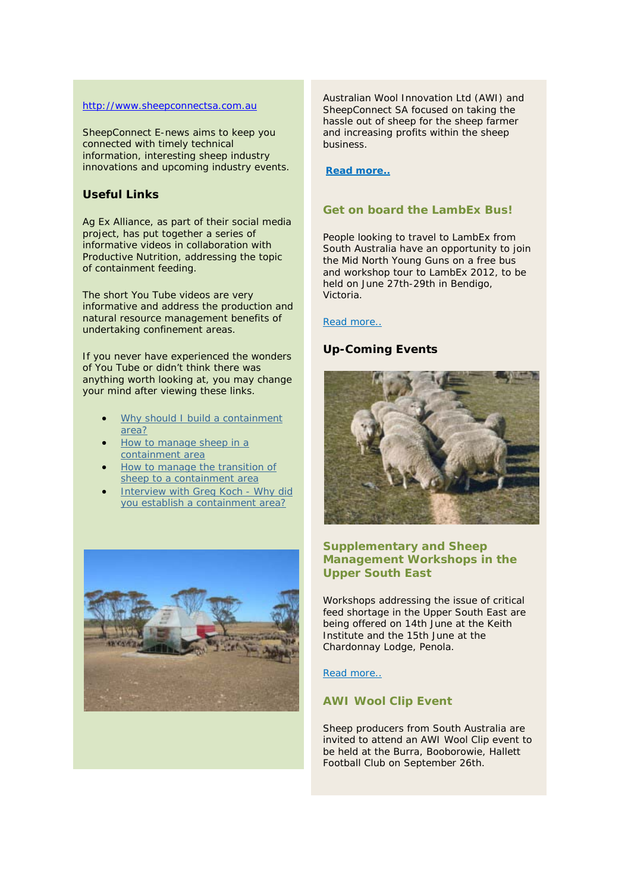http://www.sheepconnectsa.com.au

SheepConnect E-news aims to keep you connected with timely technical information, interesting sheep industry innovations and upcoming industry events.

### Useful Links

Ag Ex Alliance, as part of their social media project, has put together a series of informative videos in collaboration with Productive Nutrition, addressing the topic of containment feeding.

The short You Tube videos are very informative and address the production and natural resource management benefits of undertaking confinement areas.

If you never have experienced the wonders of You Tube or didn't think there was anything worth looking at, you may change your mind after viewing these links.

- Why should I build a containment area?
- How to manage sheep in a containment area
- How to manage the transition of sheep to a containment area
- Interview with Greg Koch - Why did you establish a containment area?

Australian Wool Innovation Ltd (AWI) and SheepConnect SA focused on taking the hassle out of sheep for the sheep farmer and increasing profits within the sheep business.

**Read more..**

### Get on board the LambEx Bus!

People looking to travel to LambEx from South Australia have an opportunity to join the Mid North Young Guns on a free bus and workshop tour to LambEx 2012, to be held on June 27th-29th in Bendigo, Victoria.

Read more..

### Up-Coming Events

### Supplementary and Sheep Management Workshops in the Upper South East

Workshops addressing the issue of critical feed shortage in the Upper South East are being offered on 14th June at the Keith Institute and the 15th June at the Chardonnay Lodge, Penola.

Read more..

### AWI Wool Clip Event

Sheep producers from South Australia are invited to attend an AWI Wool Clip event to be held at the Burra, Booborowie, Hallett Football Club on September 26th.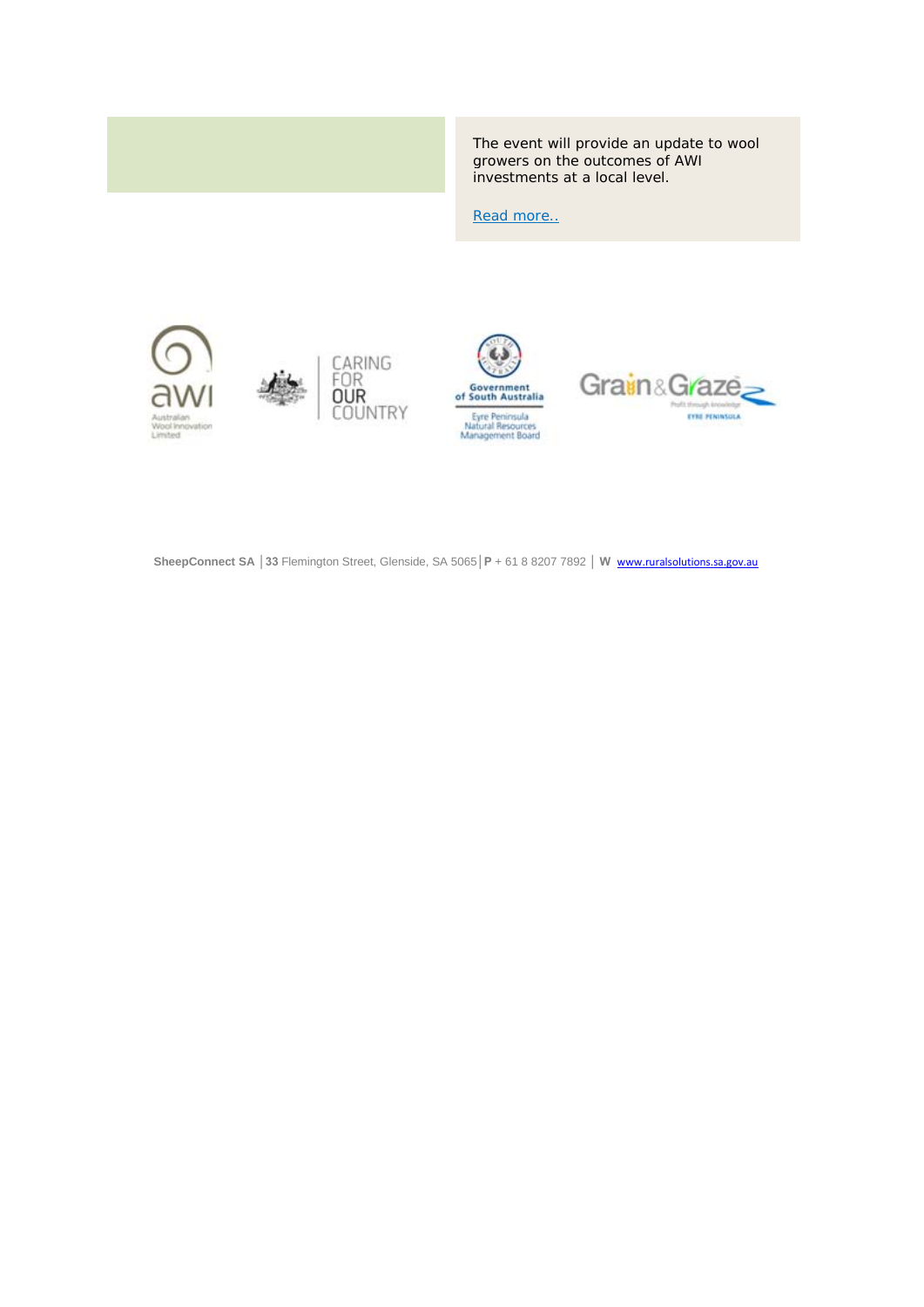The event will provide an update to wool growers on the outcomes of AWI investments at a local level.

Read more..

**SheepConnect SA** | **33** Flemington Street, Glenside, SA 5065 | **P** + 61 8 8207 7892 | **W** www.ruralsolutions.sa.gov.au